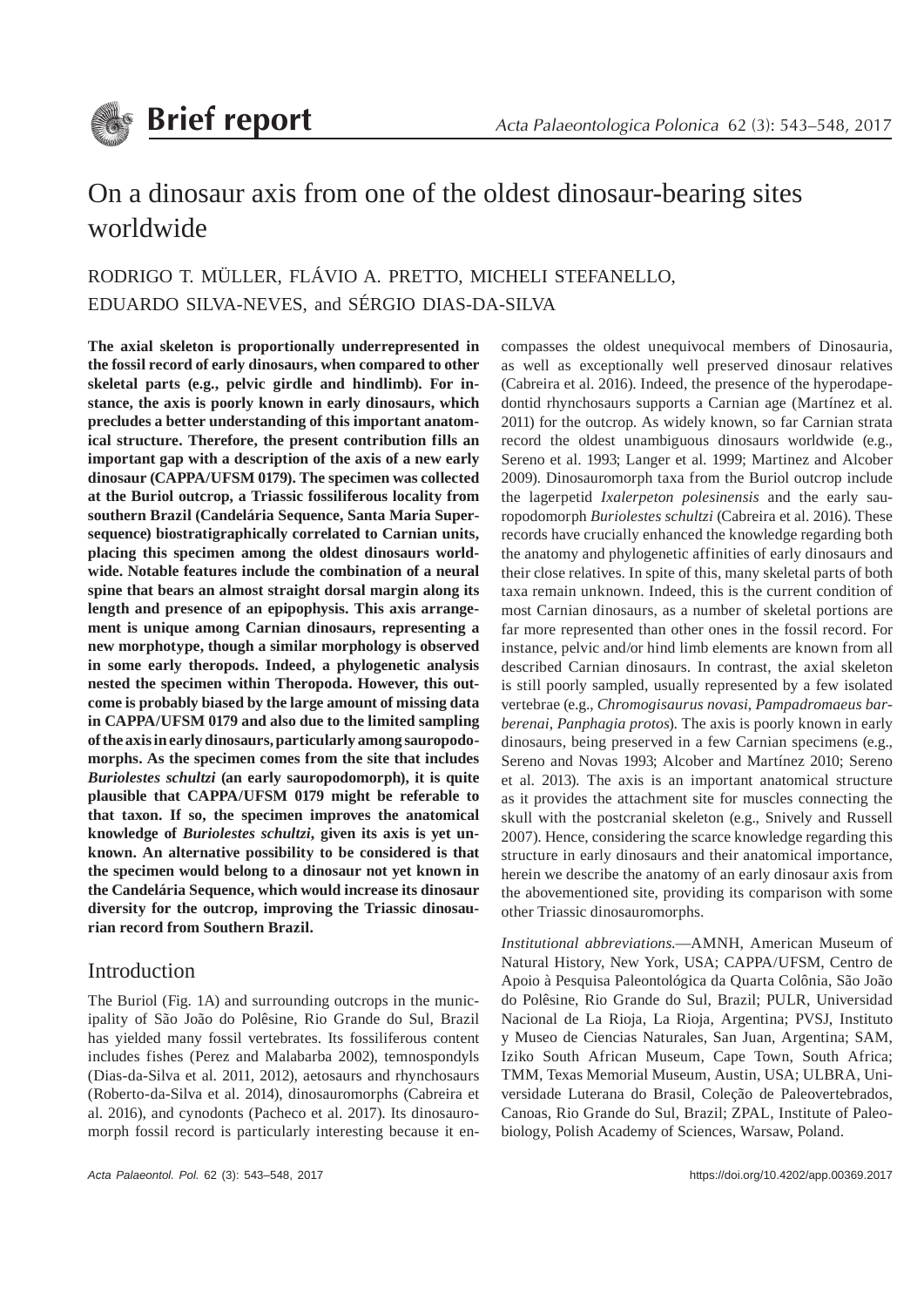Brief report

# On a dinosaur axis from one of the oldest dinosaur-bearing sites worldwide

RODRIGO T. MÜLLER, FLÁVIO A. PRETTO, MICHELI STEFANELLO, EDUARDO SILVA-NEVES, and SÉRGIO DIAS-DA-SILVA

**The axial skeleton is proportionally underrepresented in the fossil record of early dinosaurs, when compared to other skeletal parts (e.g., pelvic girdle and hindlimb). For instance, the axis is poorly known in early dinosaurs, which precludes a better understanding of this important anatomical structure. Therefore, the present contribution fills an important gap with a description of the axis of a new early dinosaur (CAPPA/UFSM 0179). The specimen was collected at the Buriol outcrop, a Triassic fossiliferous locality from southern Brazil (Candelária Sequence, Santa Maria Supersequence) biostratigraphically correlated to Carnian units, placing this specimen among the oldest dinosaurs worldwide. Notable features include the combination of a neural spine that bears an almost straight dorsal margin along its length and presence of an epipophysis. This axis arrangement is unique among Carnian dinosaurs, representing a new morphotype, though a similar morphology is observed in some early theropods. Indeed, a phylogenetic analysis nested the specimen within Theropoda. However, this outcome is probably biased by the large amount of missing data in CAPPA/UFSM 0179 and also due to the limited sampling of the axis in early dinosaurs, particularly among sauropodomorphs. As the specimen comes from the site that includes *Buriolestes schultzi* (an early sauropodomorph), it is quite plausible that CAPPA/UFSM 0179 might be referable to that taxon. If so, the specimen improves the anatomical knowledge of *Buriolestes schultzi*, given its axis is yet unknown. An alternative possibility to be considered is that the specimen would belong to a dinosaur not yet known in the Candelária Sequence, which would increase its dinosaur diversity for the outcrop, improving the Triassic dinosaurian record from Southern Brazil.**

## Introduction

The Buriol (Fig. 1A) and surrounding outcrops in the municipality of São João do Polêsine, Rio Grande do Sul, Brazil has yielded many fossil vertebrates. Its fossiliferous content includes fishes (Perez and Malabarba 2002), temnospondyls (Dias-da-Silva et al. 2011, 2012), aetosaurs and rhynchosaurs (Roberto-da-Silva et al. 2014), dinosauromorphs (Cabreira et al. 2016), and cynodonts (Pacheco et al. 2017). Its dinosauromorph fossil record is particularly interesting because it encompasses the oldest unequivocal members of Dinosauria, as well as exceptionally well preserved dinosaur relatives (Cabreira et al. 2016). Indeed, the presence of the hyperodapedontid rhynchosaurs supports a Carnian age (Martínez et al. 2011) for the outcrop. As widely known, so far Carnian strata record the oldest unambiguous dinosaurs worldwide (e.g., Sereno et al. 1993; Langer et al. 1999; Martinez and Alcober 2009). Dinosauromorph taxa from the Buriol outcrop include the lagerpetid *Ixalerpeton polesinensis* and the early sauropodomorph *Buriolestes schultzi* (Cabreira et al. 2016). These records have crucially enhanced the knowledge regarding both the anatomy and phylogenetic affinities of early dinosaurs and their close relatives. In spite of this, many skeletal parts of both taxa remain unknown. Indeed, this is the current condition of most Carnian dinosaurs, as a number of skeletal portions are far more represented than other ones in the fossil record. For instance, pelvic and/or hind limb elements are known from all described Carnian dinosaurs. In contrast, the axial skeleton is still poorly sampled, usually represented by a few isolated vertebrae (e.g., *Chromogisaurus novasi*, *Pampadromaeus barberenai*, *Panphagia protos*). The axis is poorly known in early dinosaurs, being preserved in a few Carnian specimens (e.g., Sereno and Novas 1993; Alcober and Martínez 2010; Sereno et al. 2013). The axis is an important anatomical structure as it provides the attachment site for muscles connecting the skull with the postcranial skeleton (e.g., Snively and Russell 2007). Hence, considering the scarce knowledge regarding this structure in early dinosaurs and their anatomical importance, herein we describe the anatomy of an early dinosaur axis from the abovementioned site, providing its comparison with some other Triassic dinosauromorphs.

*Institutional abbreviations*.—AMNH, American Museum of Natural History, New York, USA; CAPPA/UFSM, Centro de Apoio à Pesquisa Paleontológica da Quarta Colônia, São João do Polêsine, Rio Grande do Sul, Brazil; PULR, Universidad Nacional de La Rioja, La Rioja, Argentina; PVSJ, Instituto y Museo de Ciencias Naturales, San Juan, Argentina; SAM, Iziko South African Museum, Cape Town, South Africa; TMM, Texas Memorial Museum, Austin, USA; ULBRA, Universidade Luterana do Brasil, Coleção de Paleovertebrados, Canoas, Rio Grande do Sul, Brazil; ZPAL, Institute of Paleobiology, Polish Academy of Sciences, Warsaw, Poland.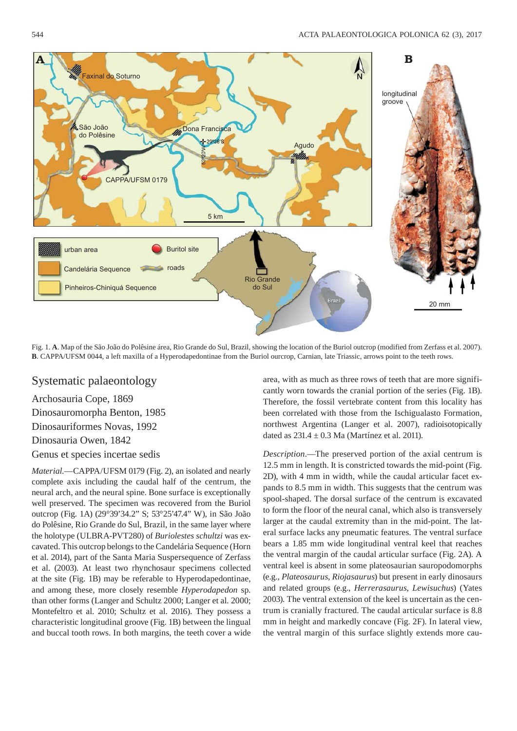Fig. 1. **A**. Map of the São João do Polêsine área, Rio Grande do Sul, Brazil, showing the location of the Buriol outcrop (modified from Zerfass et al. 2007). **B**. CAPPA/UFSM 0044, a left maxilla of a Hyperodapedontinae from the Buriol ourcrop, Carnian, late Triassic, arrows point to the teeth rows.

## Systematic palaeontology

Archosauria Cope, 1869

Dinosauromorpha Benton, 1985

Dinosauriformes Novas, 1992

Dinosauria Owen, 1842

Genus et species incertae sedis

*Material*.—CAPPA/UFSM 0179 (Fig. 2), an isolated and nearly complete axis including the caudal half of the centrum, the neural arch, and the neural spine. Bone surface is exceptionally well preserved. The specimen was recovered from the Buriol outcrop (Fig. 1A) (29°39'34.2" S; 53°25'47.4" W), in São João do Polêsine, Rio Grande do Sul, Brazil, in the same layer where the holotype (ULBRA-PVT280) of *Buriolestes schultzi* was excavated. This outcrop belongs to the Candelária Sequence (Horn et al. 2014), part of the Santa Maria Suspersequence of Zerfass et al. (2003). At least two rhynchosaur specimens collected at the site (Fig. 1B) may be referable to Hyperodapedontinae, and among these, more closely resemble *Hyperodapedon* sp. than other forms (Langer and Schultz 2000; Langer et al. 2000; Montefeltro et al. 2010; Schultz et al. 2016). They possess a characteristic longitudinal groove (Fig. 1B) between the lingual and buccal tooth rows. In both margins, the teeth cover a wide area, with as much as three rows of teeth that are more significantly worn towards the cranial portion of the series (Fig. 1B). Therefore, the fossil vertebrate content from this locality has been correlated with those from the Ischigualasto Formation, northwest Argentina (Langer et al. 2007), radioisotopically dated as 231.4 ± 0.3 Ma (Martínez et al. 2011).

*Description*.—The preserved portion of the axial centrum is 12.5 mm in length. It is constricted towards the mid-point (Fig. 2D), with 4 mm in width, while the caudal articular facet expands to 8.5 mm in width. This suggests that the centrum was spool-shaped. The dorsal surface of the centrum is excavated to form the floor of the neural canal, which also is transversely larger at the caudal extremity than in the mid-point. The lateral surface lacks any pneumatic features. The ventral surface bears a 1.85 mm wide longitudinal ventral keel that reaches the ventral margin of the caudal articular surface (Fig. 2A). A ventral keel is absent in some plateosaurian sauropodomorphs (e.g., *Plateosaurus*, *Riojasaurus*) but present in early dinosaurs and related groups (e.g., *Herrerasaurus*, *Lewisuchus*) (Yates 2003). The ventral extension of the keel is uncertain as the centrum is cranially fractured. The caudal articular surface is 8.8 mm in height and markedly concave (Fig. 2F). In lateral view, the ventral margin of this surface slightly extends more cau-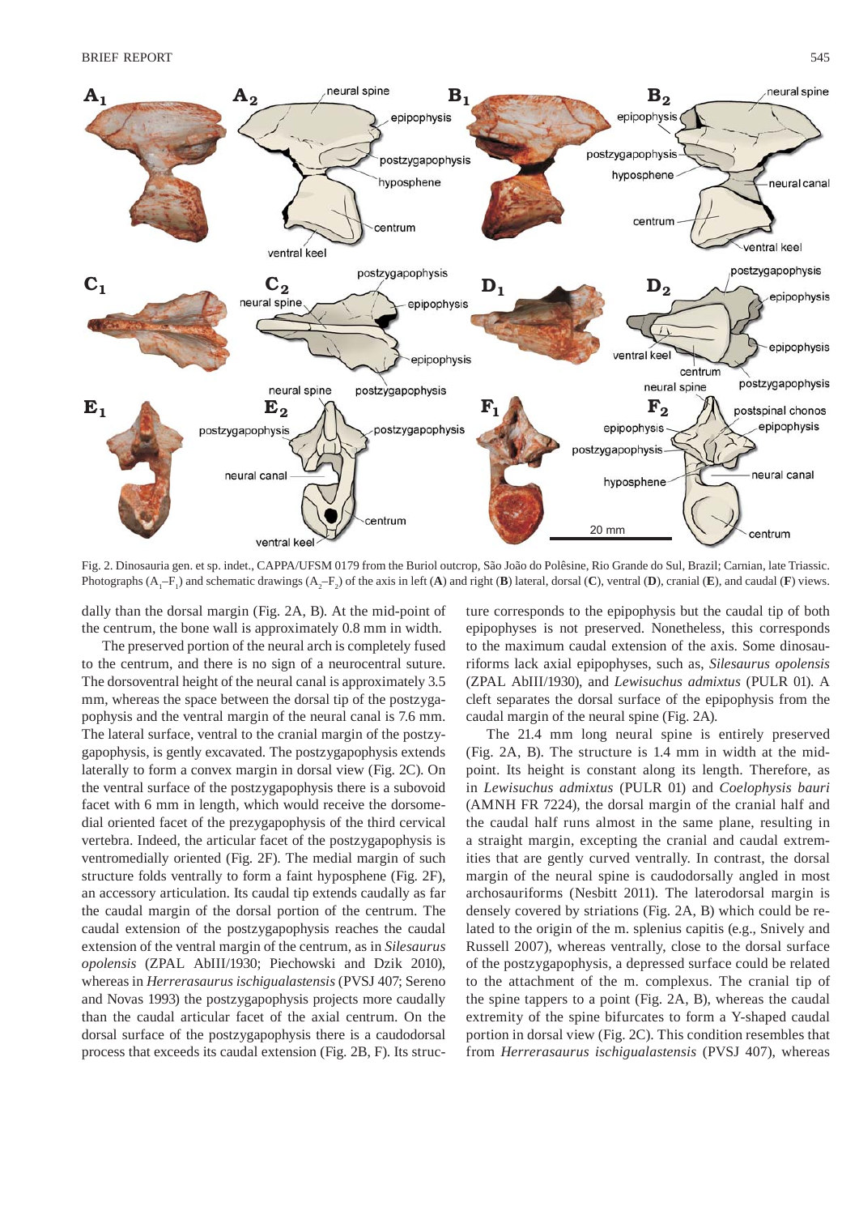Fig. 2. Dinosauria gen. et sp. indet., CAPPA/UFSM 0179 from the Buriol outcrop, São João do Polêsine, Rio Grande do Sul, Brazil; Carnian, late Triassic. Photographs ($A_1$–$F_1$) and schematic drawings ($A_2$–$F_2$) of the axis in left (**A**) and right (**B**) lateral, dorsal (**C**), ventral (**D**), cranial (**E**), and caudal (**F**) views.

dally than the dorsal margin (Fig. 2A, B). At the mid-point of the centrum, the bone wall is approximately 0.8 mm in width.

The preserved portion of the neural arch is completely fused to the centrum, and there is no sign of a neurocentral suture. The dorsoventral height of the neural canal is approximately 3.5 mm, whereas the space between the dorsal tip of the postzygapophysis and the ventral margin of the neural canal is 7.6 mm. The lateral surface, ventral to the cranial margin of the postzygapophysis, is gently excavated. The postzygapophysis extends laterally to form a convex margin in dorsal view (Fig. 2C). On the ventral surface of the postzygapophysis there is a subovoid facet with 6 mm in length, which would receive the dorsomedial oriented facet of the prezygapophysis of the third cervical vertebra. Indeed, the articular facet of the postzygapophysis is ventromedially oriented (Fig. 2F). The medial margin of such structure folds ventrally to form a faint hyposphene (Fig. 2F), an accessory articulation. Its caudal tip extends caudally as far the caudal margin of the dorsal portion of the centrum. The caudal extension of the postzygapophysis reaches the caudal extension of the ventral margin of the centrum, as in *Silesaurus opolensis* (ZPAL AbIII/1930; Piechowski and Dzik 2010), whereas in *Herrerasaurus ischigualastensis* (PVSJ 407; Sereno and Novas 1993) the postzygapophysis projects more caudally than the caudal articular facet of the axial centrum. On the dorsal surface of the postzygapophysis there is a caudodorsal process that exceeds its caudal extension (Fig. 2B, F). Its structure corresponds to the epipophysis but the caudal tip of both epipophyses is not preserved. Nonetheless, this corresponds to the maximum caudal extension of the axis. Some dinosauriforms lack axial epipophyses, such as, *Silesaurus opolensis* (ZPAL AbIII/1930), and *Lewisuchus admixtus* (PULR 01). A cleft separates the dorsal surface of the epipophysis from the caudal margin of the neural spine (Fig. 2A).

The 21.4 mm long neural spine is entirely preserved (Fig. 2A, B). The structure is 1.4 mm in width at the mid-point. Its height is constant along its length. Therefore, as in *Lewisuchus admixtus* (PULR 01) and *Coelophysis bauri* (AMNH FR 7224), the dorsal margin of the cranial half and the caudal half runs almost in the same plane, resulting in a straight margin, excepting the cranial and caudal extremities that are gently curved ventrally. In contrast, the dorsal margin of the neural spine is caudodorsally angled in most archosauriforms (Nesbitt 2011). The laterodorsal margin is densely covered by striations (Fig. 2A, B) which could be related to the origin of the m. splenius capitis (e.g., Snively and Russell 2007), whereas ventrally, close to the dorsal surface of the postzygapophysis, a depressed surface could be related to the attachment of the m. complexus. The cranial tip of the spine tappers to a point (Fig. 2A, B), whereas the caudal extremity of the spine bifurcates to form a Y-shaped caudal portion in dorsal view (Fig. 2C). This condition resembles that from *Herrerasaurus ischigualastensis* (PVSJ 407), whereas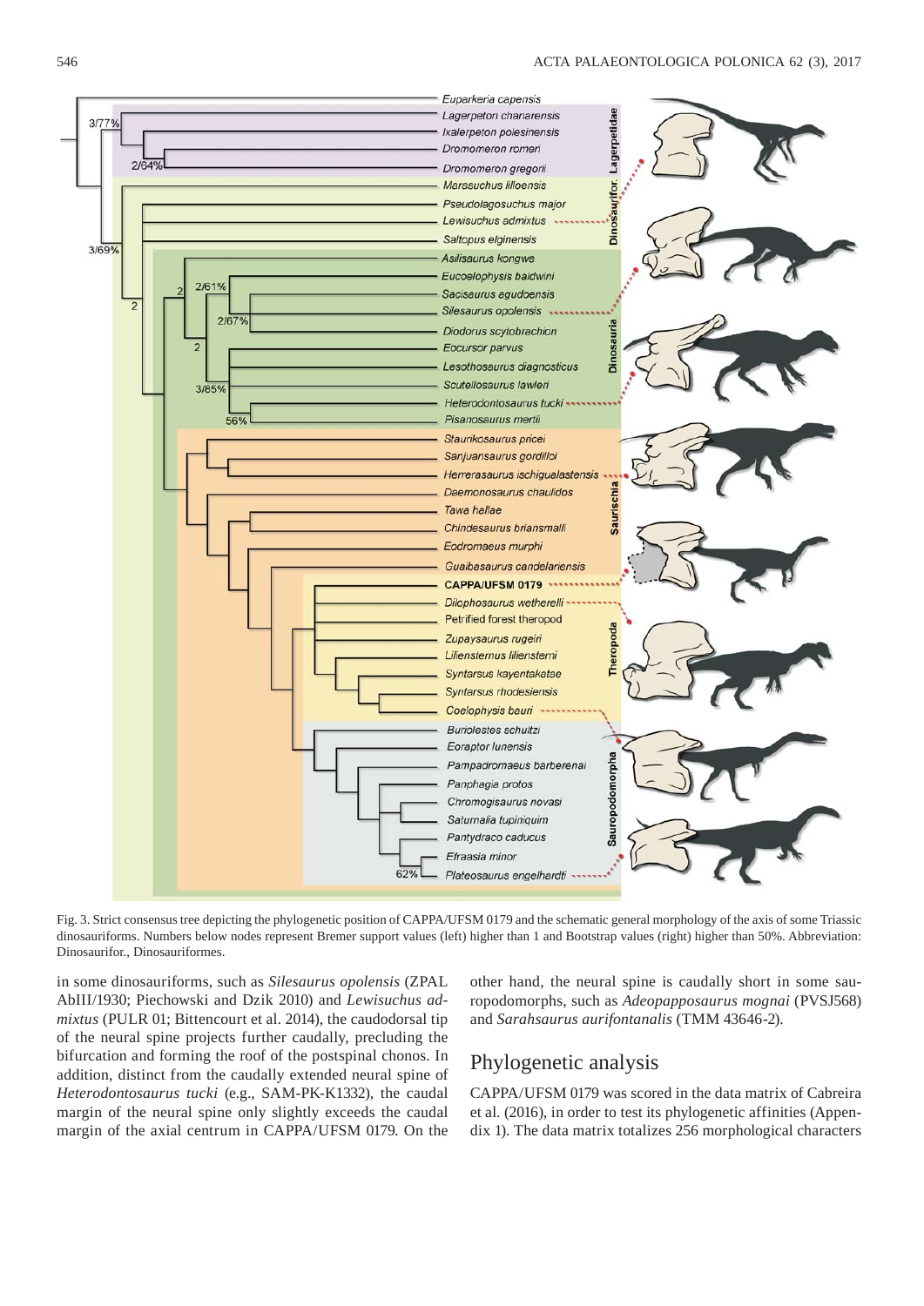Fig. 3. Strict consensus tree depicting the phylogenetic position of CAPPA/UFSM 0179 and the schematic general morphology of the axis of some Triassic dinosauriforms. Numbers below nodes represent Bremer support values (left) higher than 1 and Bootstrap values (right) higher than 50%. Abbreviation: Dinosaurifor., Dinosauriformes.

in some dinosauriforms, such as *Silesaurus opolensis* (ZPAL AbIII/1930; Piechowski and Dzik 2010) and *Lewisuchus admixtus* (PULR 01; Bittencourt et al. 2014), the caudodorsal tip of the neural spine projects further caudally, precluding the bifurcation and forming the roof of the postspinal chonos. In addition, distinct from the caudally extended neural spine of *Heterodontosaurus tucki* (e.g., SAM-PK-K1332), the caudal margin of the neural spine only slightly exceeds the caudal margin of the axial centrum in CAPPA/UFSM 0179. On the other hand, the neural spine is caudally short in some sauropodomorphs, such as *Adeopapposaurus mognai* (PVSJ568) and *Sarahsaurus aurifontanalis* (TMM 43646-2).

## Phylogenetic analysis

CAPPA/UFSM 0179 was scored in the data matrix of Cabreira et al. (2016), in order to test its phylogenetic affinities (Appendix 1). The data matrix totalizes 256 morphological characters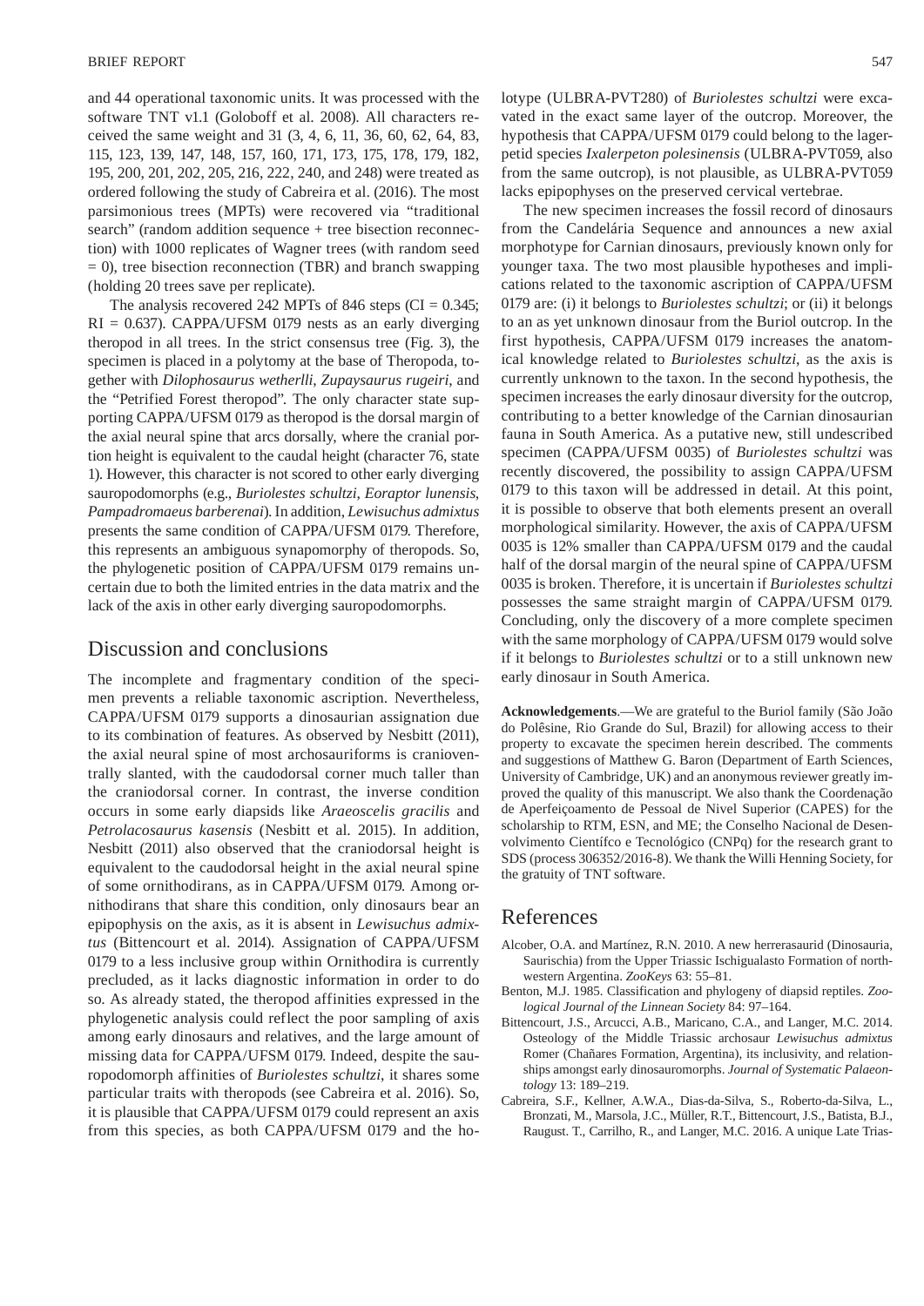and 44 operational taxonomic units. It was processed with the software TNT v1.1 (Goloboff et al. 2008). All characters received the same weight and 31 (3, 4, 6, 11, 36, 60, 62, 64, 83, 115, 123, 139, 147, 148, 157, 160, 171, 173, 175, 178, 179, 182, 195, 200, 201, 202, 205, 216, 222, 240, and 248) were treated as ordered following the study of Cabreira et al. (2016). The most parsimonious trees (MPTs) were recovered via "traditional search" (random addition sequence + tree bisection reconnection) with 1000 replicates of Wagner trees (with random seed = 0), tree bisection reconnection (TBR) and branch swapping (holding 20 trees save per replicate).

The analysis recovered 242 MPTs of 846 steps (CI = 0.345; RI = 0.637). CAPPA/UFSM 0179 nests as an early diverging theropod in all trees. In the strict consensus tree (Fig. 3), the specimen is placed in a polytomy at the base of Theropoda, together with *Dilophosaurus wetherlli*, *Zupaysaurus rugeiri*, and the "Petrified Forest theropod". The only character state supporting CAPPA/UFSM 0179 as theropod is the dorsal margin of the axial neural spine that arcs dorsally, where the cranial portion height is equivalent to the caudal height (character 76, state 1). However, this character is not scored to other early diverging sauropodomorphs (e.g., *Buriolestes schultzi*, *Eoraptor lunensis*, *Pampadromaeus barberenai*). In addition, *Lewisuchus admixtus* presents the same condition of CAPPA/UFSM 0179. Therefore, this represents an ambiguous synapomorphy of theropods. So, the phylogenetic position of CAPPA/UFSM 0179 remains uncertain due to both the limited entries in the data matrix and the lack of the axis in other early diverging sauropodomorphs.

## Discussion and conclusions

The incomplete and fragmentary condition of the specimen prevents a reliable taxonomic ascription. Nevertheless, CAPPA/UFSM 0179 supports a dinosaurian assignation due to its combination of features. As observed by Nesbitt (2011), the axial neural spine of most archosauriforms is cranioventrally slanted, with the caudodorsal corner much taller than the craniodorsal corner. In contrast, the inverse condition occurs in some early diapsids like *Araeoscelis gracilis* and *Petrolacosaurus kasensis* (Nesbitt et al. 2015). In addition, Nesbitt (2011) also observed that the craniodorsal height is equivalent to the caudodorsal height in the axial neural spine of some ornithodirans, as in CAPPA/UFSM 0179. Among ornithodirans that share this condition, only dinosaurs bear an epipophysis on the axis, as it is absent in *Lewisuchus admixtus* (Bittencourt et al. 2014). Assignation of CAPPA/UFSM 0179 to a less inclusive group within Ornithodira is currently precluded, as it lacks diagnostic information in order to do so. As already stated, the theropod affinities expressed in the phylogenetic analysis could reflect the poor sampling of axis among early dinosaurs and relatives, and the large amount of missing data for CAPPA/UFSM 0179. Indeed, despite the sauropodomorph affinities of *Buriolestes schultzi*, it shares some particular traits with theropods (see Cabreira et al. 2016). So, it is plausible that CAPPA/UFSM 0179 could represent an axis from this species, as both CAPPA/UFSM 0179 and the holotype (ULBRA-PVT280) of *Buriolestes schultzi* were excavated in the exact same layer of the outcrop. Moreover, the hypothesis that CAPPA/UFSM 0179 could belong to the lagerpetid species *Ixalerpeton polesinensis* (ULBRA-PVT059, also from the same outcrop), is not plausible, as ULBRA-PVT059 lacks epipophyses on the preserved cervical vertebrae.

The new specimen increases the fossil record of dinosaurs from the Candelária Sequence and announces a new axial morphotype for Carnian dinosaurs, previously known only for younger taxa. The two most plausible hypotheses and implications related to the taxonomic ascription of CAPPA/UFSM 0179 are: (i) it belongs to *Buriolestes schultzi*; or (ii) it belongs to an as yet unknown dinosaur from the Buriol outcrop. In the first hypothesis, CAPPA/UFSM 0179 increases the anatomical knowledge related to *Buriolestes schultzi*, as the axis is currently unknown to the taxon. In the second hypothesis, the specimen increases the early dinosaur diversity for the outcrop, contributing to a better knowledge of the Carnian dinosaurian fauna in South America. As a putative new, still undescribed specimen (CAPPA/UFSM 0035) of *Buriolestes schultzi* was recently discovered, the possibility to assign CAPPA/UFSM 0179 to this taxon will be addressed in detail. At this point, it is possible to observe that both elements present an overall morphological similarity. However, the axis of CAPPA/UFSM 0035 is 12% smaller than CAPPA/UFSM 0179 and the caudal half of the dorsal margin of the neural spine of CAPPA/UFSM 0035 is broken. Therefore, it is uncertain if *Buriolestes schultzi* possesses the same straight margin of CAPPA/UFSM 0179. Concluding, only the discovery of a more complete specimen with the same morphology of CAPPA/UFSM 0179 would solve if it belongs to *Buriolestes schultzi* or to a still unknown new early dinosaur in South America.

**Acknowledgements**.—We are grateful to the Buriol family (São João do Polêsine, Rio Grande do Sul, Brazil) for allowing access to their property to excavate the specimen herein described. The comments and suggestions of Matthew G. Baron (Department of Earth Sciences, University of Cambridge, UK) and an anonymous reviewer greatly improved the quality of this manuscript. We also thank the Coordenação de Aperfeiçoamento de Pessoal de Nível Superior (CAPES) for the scholarship to RTM, ESN, and ME; the Conselho Nacional de Desenvolvimento Científco e Tecnológico (CNPq) for the research grant to SDS (process 306352/2016-8). We thank the Willi Henning Society, for the gratuity of TNT software.

## References

Alcober, O.A. and Martínez, R.N. 2010. A new herrerasaurid (Dinosauria, Saurischia) from the Upper Triassic Ischigualasto Formation of northwestern Argentina. *ZooKeys* 63: 55–81.

Benton, M.J. 1985. Classification and phylogeny of diapsid reptiles. *Zoological Journal of the Linnean Society* 84: 97–164.

Bittencourt, J.S., Arcucci, A.B., Maricano, C.A., and Langer, M.C. 2014. Osteology of the Middle Triassic archosaur *Lewisuchus admixtus* Romer (Chañares Formation, Argentina), its inclusivity, and relationships amongst early dinosauromorphs. *Journal of Systematic Palaeontology* 13: 189–219.

Cabreira, S.F., Kellner, A.W.A., Dias-da-Silva, S., Roberto-da-Silva, L., Bronzati, M., Marsola, J.C., Müller, R.T., Bittencourt, J.S., Batista, B.J., Raugust. T., Carrilho, R., and Langer, M.C. 2016. A unique Late Trias-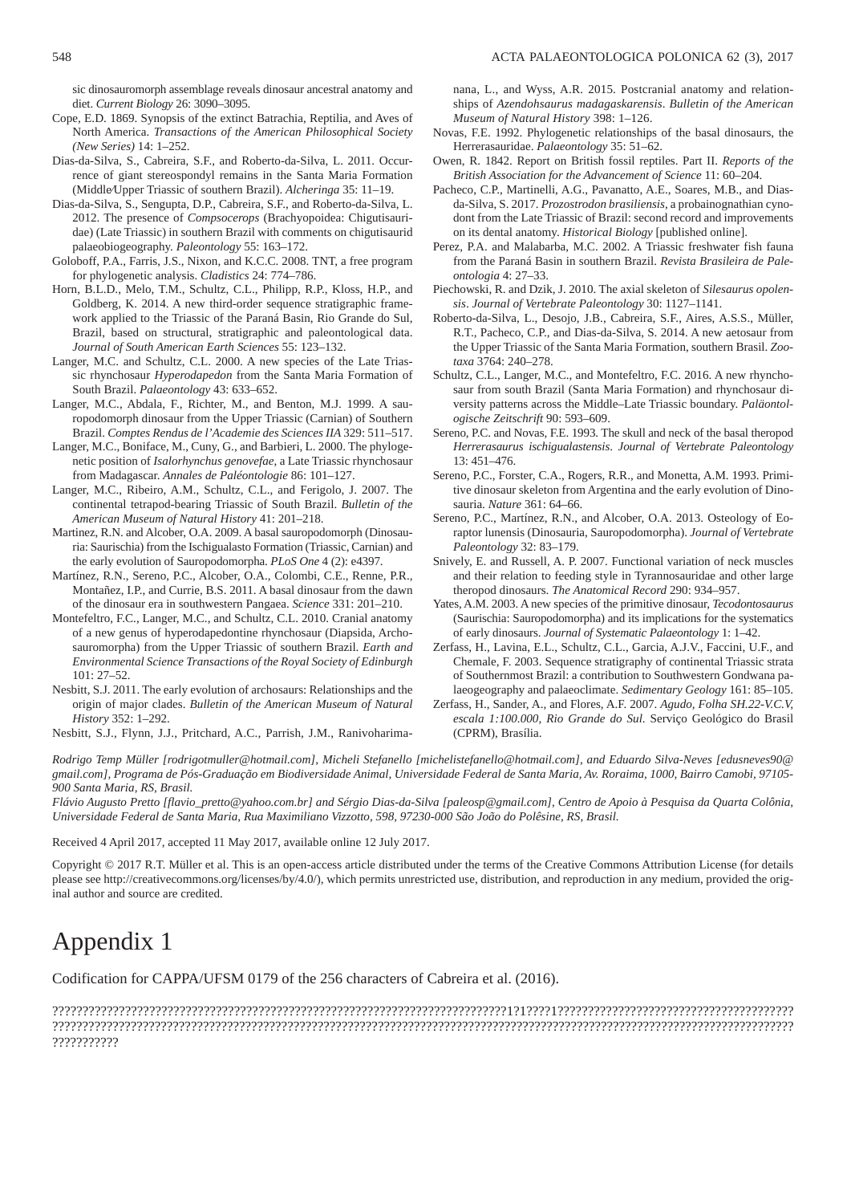sic dinosauromorph assemblage reveals dinosaur ancestral anatomy and diet. *Current Biology* 26: 3090–3095.

Cope, E.D. 1869. Synopsis of the extinct Batrachia, Reptilia, and Aves of North America. *Transactions of the American Philosophical Society (New Series)* 14: 1–252.

Dias-da-Silva, S., Cabreira, S.F., and Roberto-da-Silva, L. 2011. Occurrence of giant stereospondyl remains in the Santa Maria Formation (Middle/Upper Triassic of southern Brazil). *Alcheringa* 35: 11–19.

Dias-da-Silva, S., Sengupta, D.P., Cabreira, S.F., and Roberto-da-Silva, L. 2012. The presence of *Compsocerops* (Brachyopoidea: Chigutisauridae) (Late Triassic) in southern Brazil with comments on chigutisaurid palaeobiogeography. *Paleontology* 55: 163–172.

Goloboff, P.A., Farris, J.S., Nixon, and K.C.C. 2008. TNT, a free program for phylogenetic analysis. *Cladistics* 24: 774–786.

Horn, B.L.D., Melo, T.M., Schultz, C.L., Philipp, R.P., Kloss, H.P., and Goldberg, K. 2014. A new third-order sequence stratigraphic framework applied to the Triassic of the Paraná Basin, Rio Grande do Sul, Brazil, based on structural, stratigraphic and paleontological data. *Journal of South American Earth Sciences* 55: 123–132.

Langer, M.C. and Schultz, C.L. 2000. A new species of the Late Triassic rhynchosaur *Hyperodapedon* from the Santa Maria Formation of South Brazil. *Palaeontology* 43: 633–652.

Langer, M.C., Abdala, F., Richter, M., and Benton, M.J. 1999. A sauropodomorph dinosaur from the Upper Triassic (Carnian) of Southern Brazil. *Comptes Rendus de l'Academie des Sciences IIA* 329: 511–517.

Langer, M.C., Boniface, M., Cuny, G., and Barbieri, L. 2000. The phylogenetic position of *Isalorhynchus genovefae*, a Late Triassic rhynchosaur from Madagascar. *Annales de Paléontologie* 86: 101–127.

Langer, M.C., Ribeiro, A.M., Schultz, C.L., and Ferigolo, J. 2007. The continental tetrapod-bearing Triassic of South Brazil. *Bulletin of the American Museum of Natural History* 41: 201–218.

Martinez, R.N. and Alcober, O.A. 2009. A basal sauropodomorph (Dinosauria: Saurischia) from the Ischigualasto Formation (Triassic, Carnian) and the early evolution of Sauropodomorpha. *PLoS One* 4 (2): e4397.

Martínez, R.N., Sereno, P.C., Alcober, O.A., Colombi, C.E., Renne, P.R., Montañez, I.P., and Currie, B.S. 2011. A basal dinosaur from the dawn of the dinosaur era in southwestern Pangaea. *Science* 331: 201–210.

Montefeltro, F.C., Langer, M.C., and Schultz, C.L. 2010. Cranial anatomy of a new genus of hyperodapedontine rhynchosaur (Diapsida, Archosauromorpha) from the Upper Triassic of southern Brazil. *Earth and Environmental Science Transactions of the Royal Society of Edinburgh* 101: 27–52.

Nesbitt, S.J. 2011. The early evolution of archosaurs: Relationships and the origin of major clades. *Bulletin of the American Museum of Natural History* 352: 1–292.

Nesbitt, S.J., Flynn, J.J., Pritchard, A.C., Parrish, J.M., Ranivoharimanana, L., and Wyss, A.R. 2015. Postcranial anatomy and relationships of *Azendohsaurus madagaskarensis*. *Bulletin of the American Museum of Natural History* 398: 1–126.

Novas, F.E. 1992. Phylogenetic relationships of the basal dinosaurs, the Herrerasauridae. *Palaeontology* 35: 51–62.

Owen, R. 1842. Report on British fossil reptiles. Part II. *Reports of the British Association for the Advancement of Science* 11: 60–204.

Pacheco, C.P., Martinelli, A.G., Pavanatto, A.E., Soares, M.B., and Dias-da-Silva, S. 2017. *Prozostrodon brasiliensis*, a probainognathian cynodont from the Late Triassic of Brazil: second record and improvements on its dental anatomy. *Historical Biology* [published online].

Perez, P.A. and Malabarba, M.C. 2002. A Triassic freshwater fish fauna from the Paraná Basin in southern Brazil. *Revista Brasileira de Paleontologia* 4: 27–33.

Piechowski, R. and Dzik, J. 2010. The axial skeleton of *Silesaurus opolensis*. *Journal of Vertebrate Paleontology* 30: 1127–1141.

Roberto-da-Silva, L., Desojo, J.B., Cabreira, S.F., Aires, A.S.S., Müller, R.T., Pacheco, C.P., and Dias-da-Silva, S. 2014. A new aetosaur from the Upper Triassic of the Santa Maria Formation, southern Brasil. *Zootaxa* 3764: 240–278.

Schultz, C.L., Langer, M.C., and Montefeltro, F.C. 2016. A new rhynchosaur from south Brazil (Santa Maria Formation) and rhynchosaur diversity patterns across the Middle–Late Triassic boundary. *Paläontologische Zeitschrift* 90: 593–609.

Sereno, P.C. and Novas, F.E. 1993. The skull and neck of the basal theropod *Herrerasaurus ischigualastensis*. *Journal of Vertebrate Paleontology* 13: 451–476.

Sereno, P.C., Forster, C.A., Rogers, R.R., and Monetta, A.M. 1993. Primitive dinosaur skeleton from Argentina and the early evolution of Dinosauria. *Nature* 361: 64–66.

Sereno, P.C., Martínez, R.N., and Alcober, O.A. 2013. Osteology of Eoraptor lunensis (Dinosauria, Sauropodomorpha). *Journal of Vertebrate Paleontology* 32: 83–179.

Snively, E. and Russell, A. P. 2007. Functional variation of neck muscles and their relation to feeding style in Tyrannosauridae and other large theropod dinosaurs. *The Anatomical Record* 290: 934–957.

Yates, A.M. 2003. A new species of the primitive dinosaur, *Tecodontosaurus* (Saurischia: Sauropodomorpha) and its implications for the systematics of early dinosaurs. *Journal of Systematic Palaeontology* 1: 1–42.

Zerfass, H., Lavina, E.L., Schultz, C.L., Garcia, A.J.V., Faccini, U.F., and Chemale, F. 2003. Sequence stratigraphy of continental Triassic strata of Southernmost Brazil: a contribution to Southwestern Gondwana palaeogeography and palaeoclimate. *Sedimentary Geology* 161: 85–105.

Zerfass, H., Sander, A., and Flores, A.F. 2007. *Agudo, Folha SH.22-V.C.V, escala 1:100.000, Rio Grande do Sul*. Serviço Geológico do Brasil (CPRM), Brasília.

*Rodrigo Temp Müller [rodrigotmuller@hotmail.com], Micheli Stefanello [michelistefanello@hotmail.com], and Eduardo Silva-Neves [edusneves90@gmail.com], Programa de Pós-Graduação em Biodiversidade Animal, Universidade Federal de Santa Maria, Av. Roraima, 1000, Bairro Camobi, 97105-900 Santa Maria, RS, Brasil.*

*Flávio Augusto Pretto [flavio_pretto@yahoo.com.br] and Sérgio Dias-da-Silva [paleosp@gmail.com], Centro de Apoio à Pesquisa da Quarta Colônia, Universidade Federal de Santa Maria, Rua Maximiliano Vizzotto, 598, 97230-000 São João do Polêsine, RS, Brasil.*

Received 4 April 2017, accepted 11 May 2017, available online 12 July 2017.

Copyright © 2017 R.T. Müller et al. This is an open-access article distributed under the terms of the Creative Commons Attribution License (for details please see http://creativecommons.org/licenses/by/4.0/), which permits unrestricted use, distribution, and reproduction in any medium, provided the original author and source are credited.

# Appendix 1

Codification for CAPPA/UFSM 0179 of the 256 characters of Cabreira et al. (2016).

??????????????????????????????????????????????????????????????????????????1?1????1????????????????????????????????????????
???????????????????????????????????????????????????????????????????????????????????????????????????????????????????????????
???????????